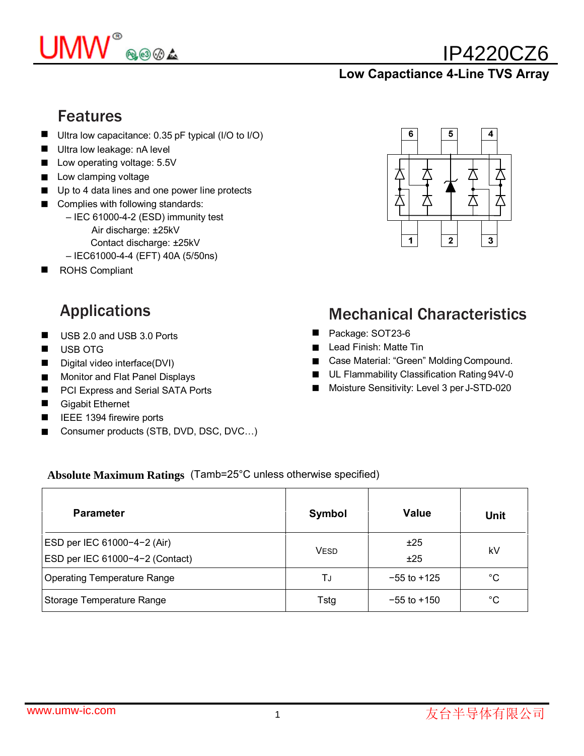# IP4220CZ6

**Low Capactiance 4-Line TVS Array**

## Features

- Ultra low capacitance: 0.35 pF typical (I/O to I/O)
- Ultra low leakage: nA level
- Low operating voltage: 5.5V
- Low clamping voltage
- Up to 4 data lines and one power line protects
- Complies with following standards:
  - – IEC 61000-4-2 (ESD) immunity test
    - Air discharge: ±25kV
    - Contact discharge: ±25kV
  - – IEC61000-4-4 (EFT) 40A (5/50ns)
- ROHS Compliant

## Applications

- USB 2.0 and USB 3.0 Ports
- USB OTG
- Digital video interface(DVI)
- Monitor and Flat Panel Displays
- PCI Express and Serial SATA Ports
- Gigabit Ethernet
- IEEE 1394 firewire ports
- Consumer products (STB, DVD, DSC, DVC…)

## Mechanical Characteristics

- Package: SOT23-6
- Lead Finish: Matte Tin
- Case Material: "Green" Molding Compound.
- UL Flammability Classification Rating 94V-0
- Moisture Sensitivity: Level 3 per J-STD-020

**Absolute Maximum Ratings** (Tamb=25°C unless otherwise specified)

| Parameter | Symbol | Value | Unit |
|---|---|---|---|
| ESD per IEC 61000−4−2 (Air)<br>ESD per IEC 61000−4−2 (Contact) | $V_{ESD}$ | ±25<br>±25 | kV |
| Operating Temperature Range | $T_J$ | −55 to +125 | °C |
| Storage Temperature Range | Tstg | −55 to +150 | °C |

www.umw-ic.com

友台半导体有限公司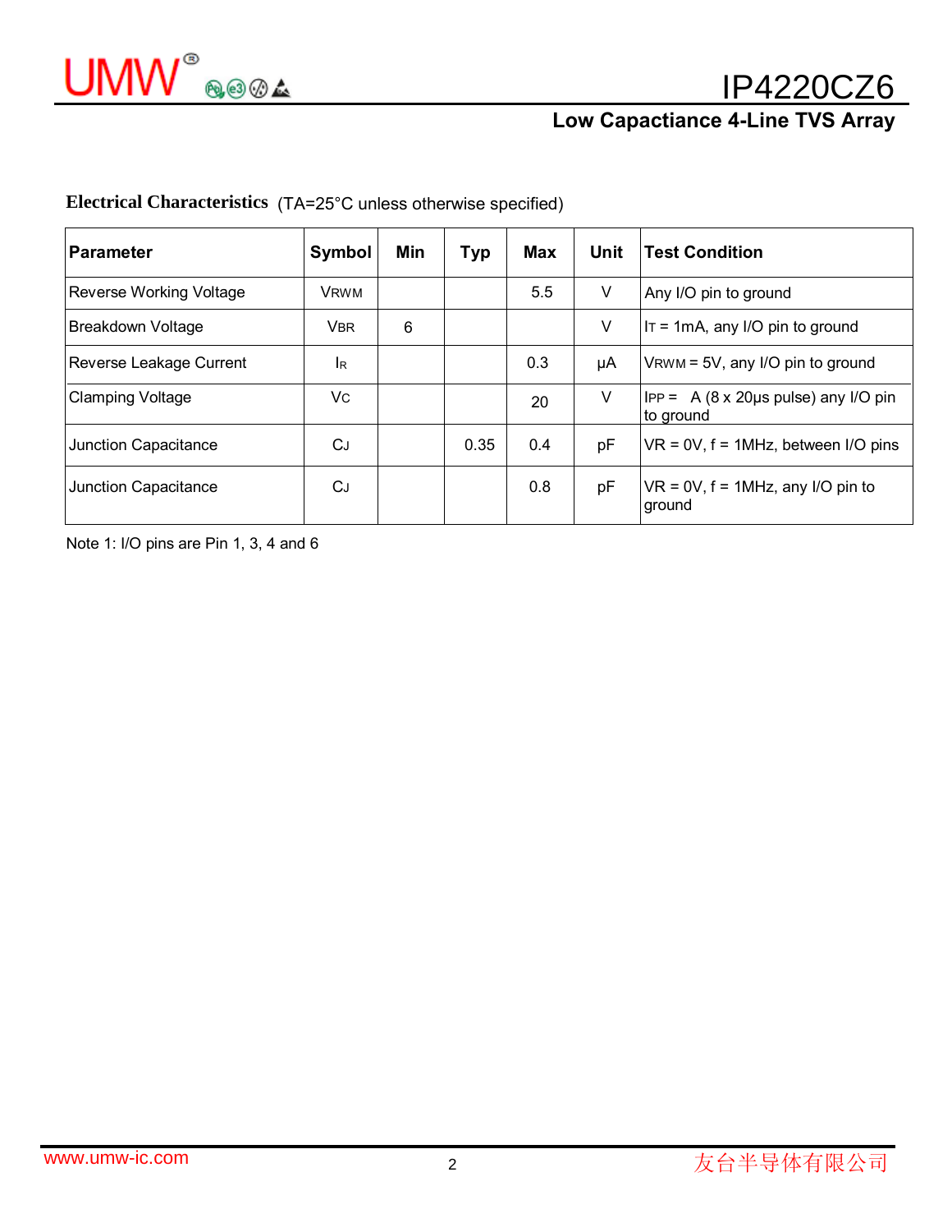## Electrical Characteristics (TA=25°C unless otherwise specified)

| Parameter | Symbol | Min | Typ | Max | Unit | Test Condition |
|---|---|---|---|---|---|---|
| Reverse Working Voltage | $V_{RWM}$ | | | 5.5 | V | Any I/O pin to ground |
| Breakdown Voltage | $V_{BR}$ | 6 | | | V | $I_T$ = 1mA, any I/O pin to ground |
| Reverse Leakage Current | $I_R$ | | | 0.3 | μA | $V_{RWM}$ = 5V, any I/O pin to ground |
| Clamping Voltage | $V_C$ | | | 20 | V | $I_{PP}$ = A (8 x 20μs pulse) any I/O pin to ground |
| Junction Capacitance | $C_J$ | | 0.35 | 0.4 | pF | VR = 0V, f = 1MHz, between I/O pins |
| Junction Capacitance | $C_J$ | | | 0.8 | pF | VR = 0V, f = 1MHz, any I/O pin to ground |

Note 1: I/O pins are Pin 1, 3, 4 and 6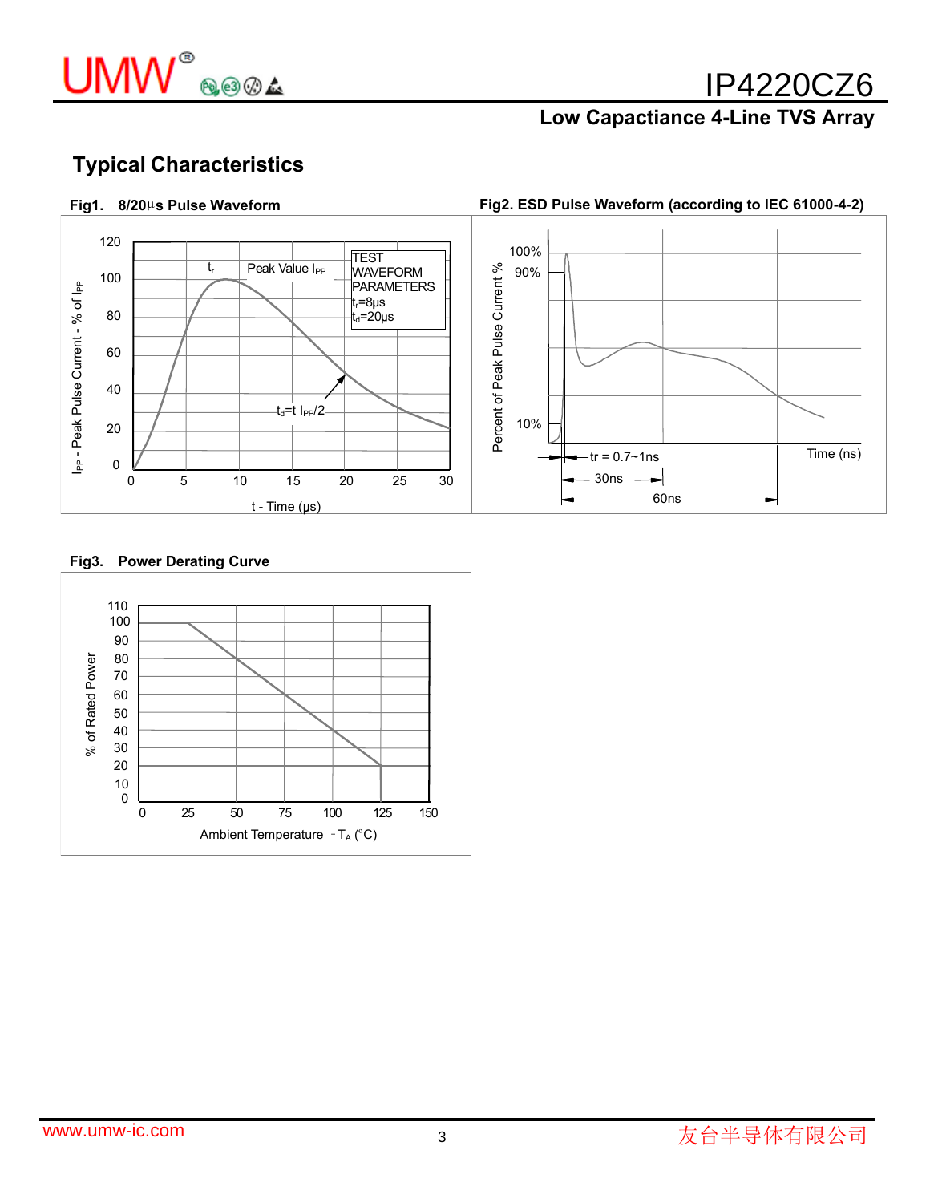## Typical Characteristics

**Fig1. 8/20μs Pulse Waveform**

**Fig2. ESD Pulse Waveform (according to IEC 61000-4-2)**

**Fig3. Power Derating Curve**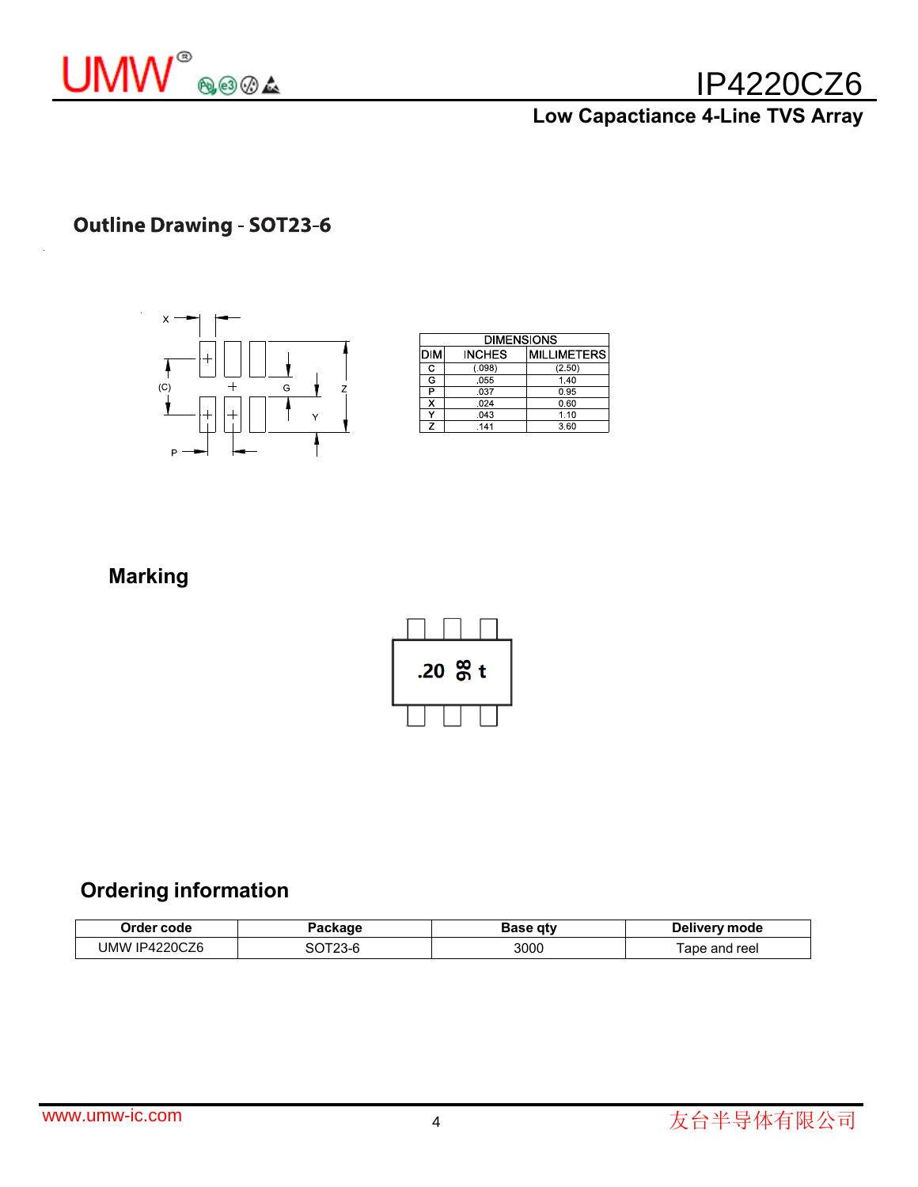## Outline Drawing - SOT23-6

X

(C)

G

Z

Y

P

| DIMENSIONS | | |
|---|---|---|
| DIM | INCHES | MILLIMETERS |
| C | (.098) | (2.50) |
| G | .055 | 1.40 |
| P | .037 | 0.95 |
| X | .024 | 0.60 |
| Y | .043 | 1.10 |
| Z | .141 | 3.60 |

## Marking

.20 98 t

## Ordering information

| Order code | Package | Base qty | Delivery mode |
|---|---|---|---|
| UMW IP4220CZ6 | SOT23-6 | 3000 | Tape and reel |